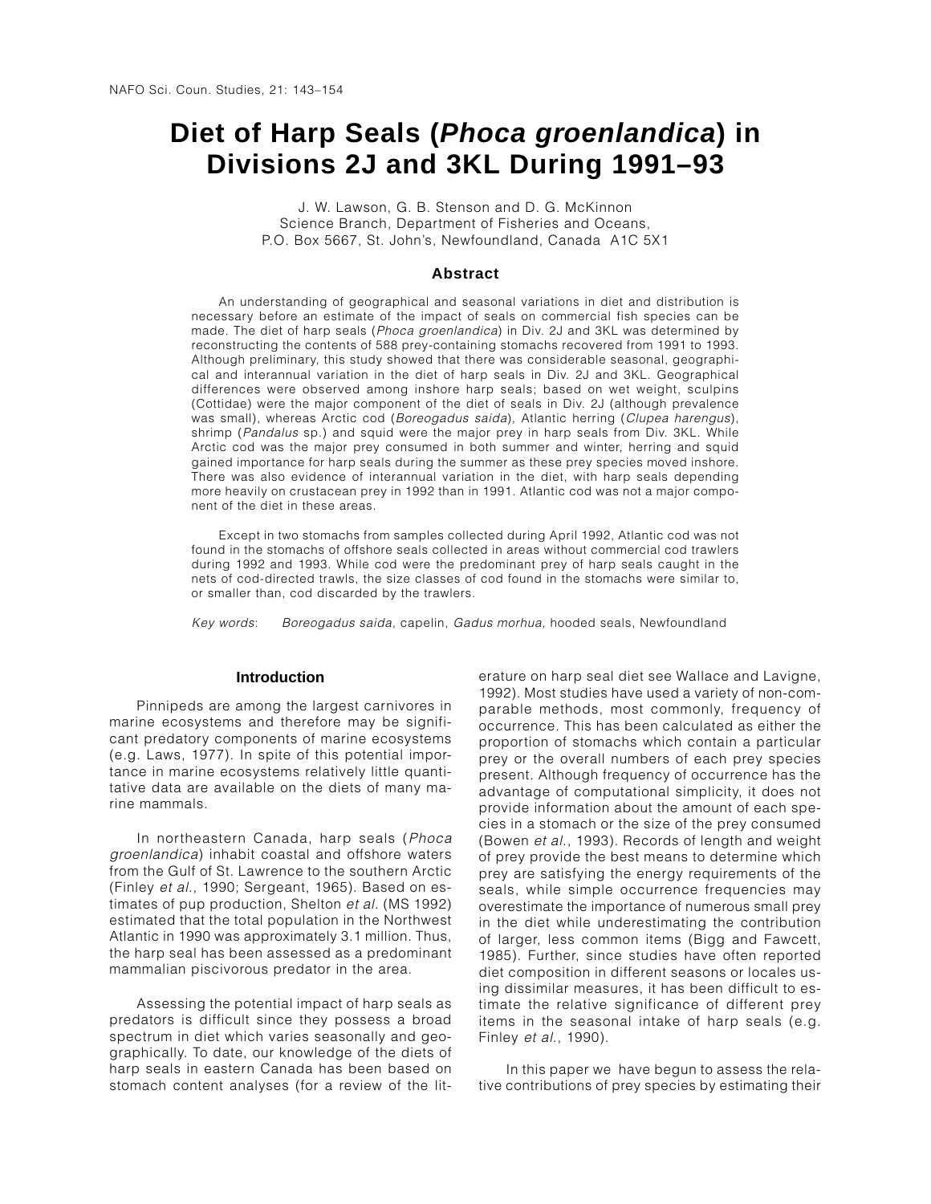# Diet of Harp Seals (*Phoca groenlandica*) in Divisions 2J and 3KL During 1991–93

J. W. Lawson, G. B. Stenson and D. G. McKinnon
Science Branch, Department of Fisheries and Oceans,
P.O. Box 5667, St. John's, Newfoundland, Canada A1C 5X1

## Abstract

An understanding of geographical and seasonal variations in diet and distribution is necessary before an estimate of the impact of seals on commercial fish species can be made. The diet of harp seals (*Phoca groenlandica*) in Div. 2J and 3KL was determined by reconstructing the contents of 588 prey-containing stomachs recovered from 1991 to 1993. Although preliminary, this study showed that there was considerable seasonal, geographical and interannual variation in the diet of harp seals in Div. 2J and 3KL. Geographical differences were observed among inshore harp seals; based on wet weight, sculpins (Cottidae) were the major component of the diet of seals in Div. 2J (although prevalence was small), whereas Arctic cod (*Boreogadus saida*), Atlantic herring (*Clupea harengus*), shrimp (*Pandalus* sp.) and squid were the major prey in harp seals from Div. 3KL. While Arctic cod was the major prey consumed in both summer and winter, herring and squid gained importance for harp seals during the summer as these prey species moved inshore. There was also evidence of interannual variation in the diet, with harp seals depending more heavily on crustacean prey in 1992 than in 1991. Atlantic cod was not a major component of the diet in these areas.

Except in two stomachs from samples collected during April 1992, Atlantic cod was not found in the stomachs of offshore seals collected in areas without commercial cod trawlers during 1992 and 1993. While cod were the predominant prey of harp seals caught in the nets of cod-directed trawls, the size classes of cod found in the stomachs were similar to, or smaller than, cod discarded by the trawlers.

*Key words*: *Boreogadus saida*, capelin, *Gadus morhua*, hooded seals, Newfoundland

## Introduction

Pinnipeds are among the largest carnivores in marine ecosystems and therefore may be significant predatory components of marine ecosystems (e.g. Laws, 1977). In spite of this potential importance in marine ecosystems relatively little quantitative data are available on the diets of many marine mammals.

In northeastern Canada, harp seals (*Phoca groenlandica*) inhabit coastal and offshore waters from the Gulf of St. Lawrence to the southern Arctic (Finley *et al*., 1990; Sergeant, 1965). Based on estimates of pup production, Shelton *et al*. (MS 1992) estimated that the total population in the Northwest Atlantic in 1990 was approximately 3.1 million. Thus, the harp seal has been assessed as a predominant mammalian piscivorous predator in the area.

Assessing the potential impact of harp seals as predators is difficult since they possess a broad spectrum in diet which varies seasonally and geographically. To date, our knowledge of the diets of harp seals in eastern Canada has been based on stomach content analyses (for a review of the literature on harp seal diet see Wallace and Lavigne, 1992). Most studies have used a variety of non-comparable methods, most commonly, frequency of occurrence. This has been calculated as either the proportion of stomachs which contain a particular prey or the overall numbers of each prey species present. Although frequency of occurrence has the advantage of computational simplicity, it does not provide information about the amount of each species in a stomach or the size of the prey consumed (Bowen *et al*., 1993). Records of length and weight of prey provide the best means to determine which prey are satisfying the energy requirements of the seals, while simple occurrence frequencies may overestimate the importance of numerous small prey in the diet while underestimating the contribution of larger, less common items (Bigg and Fawcett, 1985). Further, since studies have often reported diet composition in different seasons or locales using dissimilar measures, it has been difficult to estimate the relative significance of different prey items in the seasonal intake of harp seals (e.g. Finley *et al*., 1990).

In this paper we have begun to assess the relative contributions of prey species by estimating their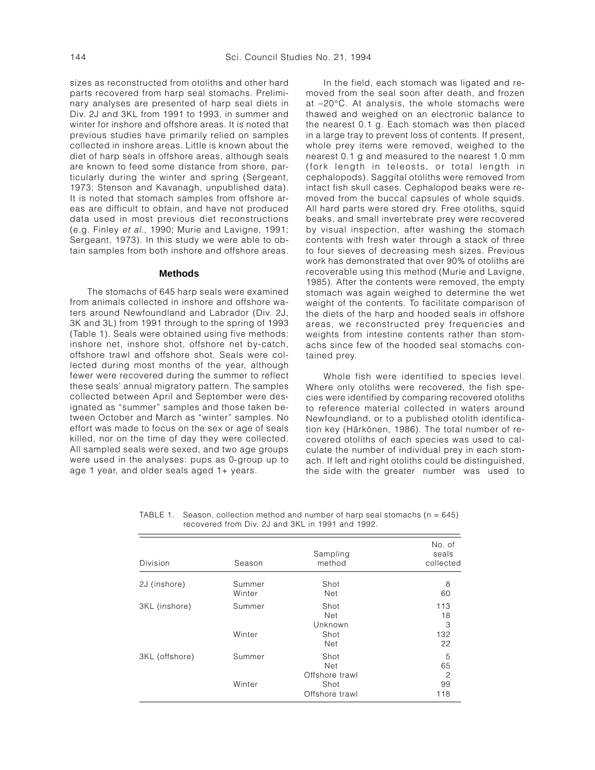sizes as reconstructed from otoliths and other hard parts recovered from harp seal stomachs. Preliminary analyses are presented of harp seal diets in Div. 2J and 3KL from 1991 to 1993, in summer and winter for inshore and offshore areas. It is noted that previous studies have primarily relied on samples collected in inshore areas. Little is known about the diet of harp seals in offshore areas, although seals are known to feed some distance from shore, particularly during the winter and spring (Sergeant, 1973; Stenson and Kavanagh, unpublished data). It is noted that stomach samples from offshore areas are difficult to obtain, and have not produced data used in most previous diet reconstructions (e.g. Finley *et al*., 1990; Murie and Lavigne, 1991; Sergeant, 1973). In this study we were able to obtain samples from both inshore and offshore areas.

## Methods

The stomachs of 645 harp seals were examined from animals collected in inshore and offshore waters around Newfoundland and Labrador (Div. 2J, 3K and 3L) from 1991 through to the spring of 1993 (Table 1). Seals were obtained using five methods: inshore net, inshore shot, offshore net by-catch, offshore trawl and offshore shot. Seals were collected during most months of the year, although fewer were recovered during the summer to reflect these seals' annual migratory pattern. The samples collected between April and September were designated as "summer" samples and those taken between October and March as "winter" samples. No effort was made to focus on the sex or age of seals killed, nor on the time of day they were collected. All sampled seals were sexed, and two age groups were used in the analyses: pups as 0-group up to age 1 year, and older seals aged 1+ years.

In the field, each stomach was ligated and removed from the seal soon after death, and frozen at –20°C. At analysis, the whole stomachs were thawed and weighed on an electronic balance to the nearest 0.1 g. Each stomach was then placed in a large tray to prevent loss of contents. If present, whole prey items were removed, weighed to the nearest 0.1 g and measured to the nearest 1.0 mm (fork length in teleosts, or total length in cephalopods). Saggital otoliths were removed from intact fish skull cases. Cephalopod beaks were removed from the buccal capsules of whole squids. All hard parts were stored dry. Free otoliths, squid beaks, and small invertebrate prey were recovered by visual inspection, after washing the stomach contents with fresh water through a stack of three to four sieves of decreasing mesh sizes. Previous work has demonstrated that over 90% of otoliths are recoverable using this method (Murie and Lavigne, 1985). After the contents were removed, the empty stomach was again weighed to determine the wet weight of the contents. To facilitate comparison of the diets of the harp and hooded seals in offshore areas, we reconstructed prey frequencies and weights from intestine contents rather than stomachs since few of the hooded seal stomachs contained prey.

Whole fish were identified to species level. Where only otoliths were recovered, the fish species were identified by comparing recovered otoliths to reference material collected in waters around Newfoundland, or to a published otolith identification key (Härkönen, 1986). The total number of recovered otoliths of each species was used to calculate the number of individual prey in each stomach. If left and right otoliths could be distinguished, the side with the greater number was used to

TABLE 1. Season, collection method and number of harp seal stomachs (n = 645) recovered from Div. 2J and 3KL in 1991 and 1992.

| Division | Season | Sampling method | No. of seals collected |
|---|---|---|---|
| 2J (inshore) | Summer | Shot | 8 |
| | Winter | Net | 60 |
| 3KL (inshore) | Summer | Shot | 113 |
| | | Net | 18 |
| | | Unknown | 3 |
| | Winter | Shot | 132 |
| | | Net | 22 |
| 3KL (offshore) | Summer | Shot | 5 |
| | | Net | 65 |
| | | Offshore trawl | 2 |
| | Winter | Shot | 99 |
| | | Offshore trawl | 118 |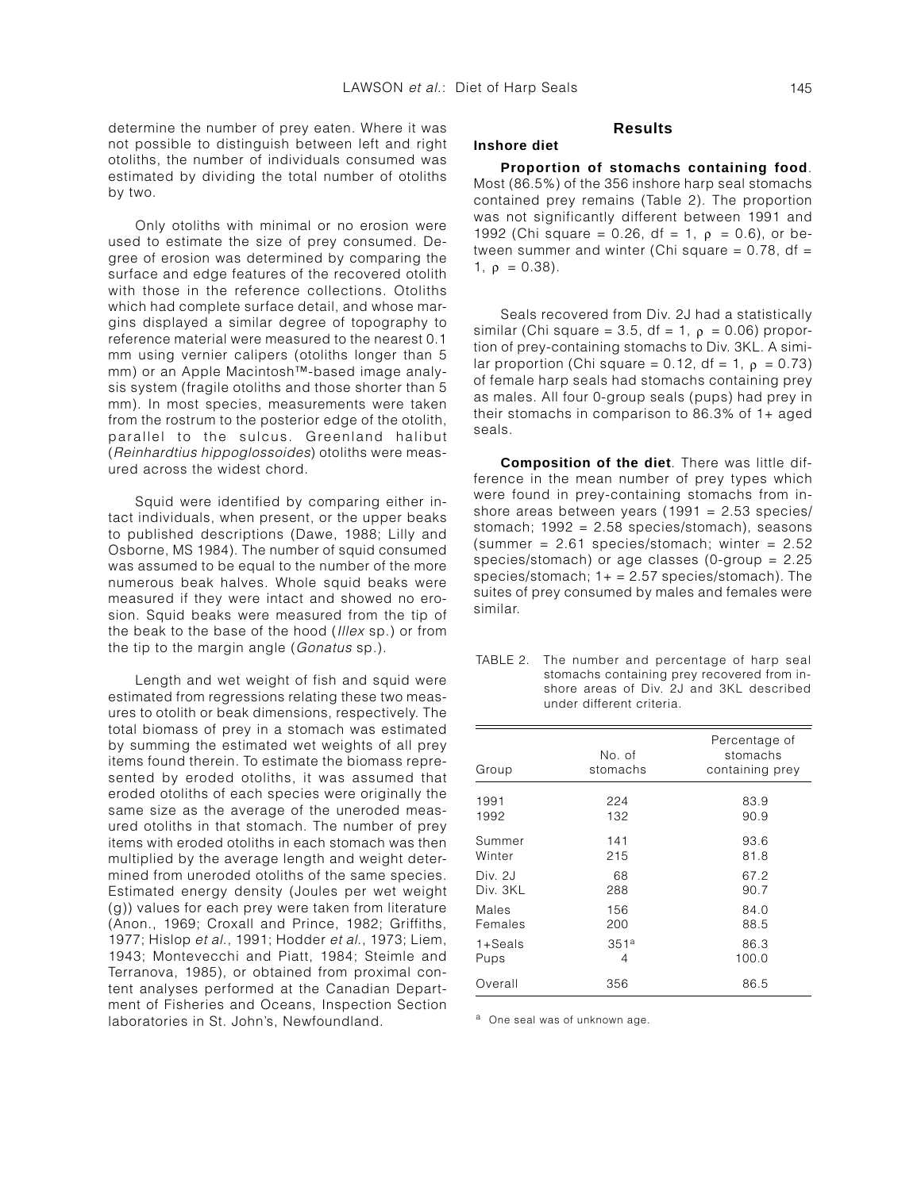determine the number of prey eaten. Where it was not possible to distinguish between left and right otoliths, the number of individuals consumed was estimated by dividing the total number of otoliths by two.

Only otoliths with minimal or no erosion were used to estimate the size of prey consumed. Degree of erosion was determined by comparing the surface and edge features of the recovered otolith with those in the reference collections. Otoliths which had complete surface detail, and whose margins displayed a similar degree of topography to reference material were measured to the nearest 0.1 mm using vernier calipers (otoliths longer than 5 mm) or an Apple Macintosh™-based image analysis system (fragile otoliths and those shorter than 5 mm). In most species, measurements were taken from the rostrum to the posterior edge of the otolith, parallel to the sulcus. Greenland halibut (*Reinhardtius hippoglossoides*) otoliths were measured across the widest chord.

Squid were identified by comparing either intact individuals, when present, or the upper beaks to published descriptions (Dawe, 1988; Lilly and Osborne, MS 1984). The number of squid consumed was assumed to be equal to the number of the more numerous beak halves. Whole squid beaks were measured if they were intact and showed no erosion. Squid beaks were measured from the tip of the beak to the base of the hood (*Illex* sp.) or from the tip to the margin angle (*Gonatus* sp.).

Length and wet weight of fish and squid were estimated from regressions relating these two measures to otolith or beak dimensions, respectively. The total biomass of prey in a stomach was estimated by summing the estimated wet weights of all prey items found therein. To estimate the biomass represented by eroded otoliths, it was assumed that eroded otoliths of each species were originally the same size as the average of the uneroded measured otoliths in that stomach. The number of prey items with eroded otoliths in each stomach was then multiplied by the average length and weight determined from uneroded otoliths of the same species. Estimated energy density (Joules per wet weight (g)) values for each prey were taken from literature (Anon., 1969; Croxall and Prince, 1982; Griffiths, 1977; Hislop *et al.*, 1991; Hodder *et al.*, 1973; Liem, 1943; Montevecchi and Piatt, 1984; Steimle and Terranova, 1985), or obtained from proximal content analyses performed at the Canadian Department of Fisheries and Oceans, Inspection Section laboratories in St. John's, Newfoundland.

## Results

### Inshore diet

**Proportion of stomachs containing food**. Most (86.5%) of the 356 inshore harp seal stomachs contained prey remains (Table 2). The proportion was not significantly different between 1991 and 1992 (Chi square = 0.26, df = 1, $\rho$ = 0.6), or between summer and winter (Chi square = 0.78, df = 1, $\rho$ = 0.38).

Seals recovered from Div. 2J had a statistically similar (Chi square = 3.5, df = 1, $\rho$ = 0.06) proportion of prey-containing stomachs to Div. 3KL. A similar proportion (Chi square = 0.12, df = 1, $\rho$ = 0.73) of female harp seals had stomachs containing prey as males. All four 0-group seals (pups) had prey in their stomachs in comparison to 86.3% of 1+ aged seals.

**Composition of the diet**. There was little difference in the mean number of prey types which were found in prey-containing stomachs from inshore areas between years (1991 = 2.53 species/stomach; 1992 = 2.58 species/stomach), seasons (summer = 2.61 species/stomach; winter = 2.52 species/stomach) or age classes (0-group = 2.25 species/stomach; 1+ = 2.57 species/stomach). The suites of prey consumed by males and females were similar.

TABLE 2. The number and percentage of harp seal stomachs containing prey recovered from inshore areas of Div. 2J and 3KL described under different criteria.

| Group | No. of stomachs | Percentage of stomachs containing prey |
|---|---|---|
| 1991 | 224 | 83.9 |
| 1992 | 132 | 90.9 |
| Summer | 141 | 93.6 |
| Winter | 215 | 81.8 |
| Div. 2J | 68 | 67.2 |
| Div. 3KL | 288 | 90.7 |
| Males | 156 | 84.0 |
| Females | 200 | 88.5 |
| 1+Seals | 351[a] | 86.3 |
| Pups | 4 | 100.0 |
| Overall | 356 | 86.5 |

[a] One seal was of unknown age.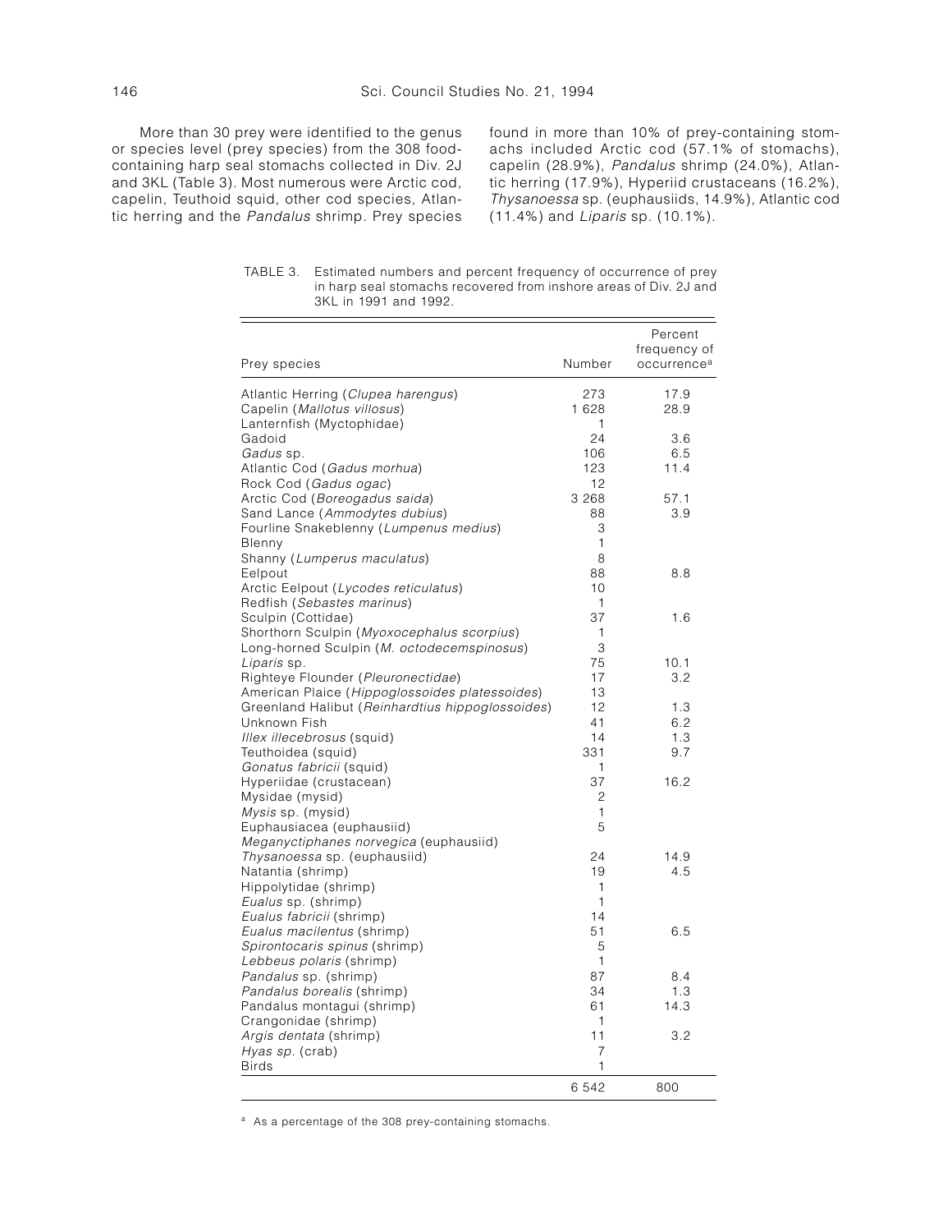More than 30 prey were identified to the genus or species level (prey species) from the 308 food-containing harp seal stomachs collected in Div. 2J and 3KL (Table 3). Most numerous were Arctic cod, capelin, Teuthoid squid, other cod species, Atlantic herring and the *Pandalus* shrimp. Prey species found in more than 10% of prey-containing stomachs included Arctic cod (57.1% of stomachs), capelin (28.9%), *Pandalus* shrimp (24.0%), Atlantic herring (17.9%), Hyperiid crustaceans (16.2%), *Thysanoessa* sp. (euphausiids, 14.9%), Atlantic cod (11.4%) and *Liparis* sp. (10.1%).

TABLE 3. Estimated numbers and percent frequency of occurrence of prey in harp seal stomachs recovered from inshore areas of Div. 2J and 3KL in 1991 and 1992.

| Prey species | Number | Percent frequency of occurrence[a] |
|---|---|---|
| Atlantic Herring (*Clupea harengus*) | 273 | 17.9 |
| Capelin (*Mallotus villosus*) | 1 628 | 28.9 |
| Lanternfish (Myctophidae) | 1 | |
| Gadoid | 24 | 3.6 |
| *Gadus* sp. | 106 | 6.5 |
| Atlantic Cod (*Gadus morhua*) | 123 | 11.4 |
| Rock Cod (*Gadus ogac*) | 12 | |
| Arctic Cod (*Boreogadus saida*) | 3 268 | 57.1 |
| Sand Lance (*Ammodytes dubius*) | 88 | 3.9 |
| Fourline Snakeblenny (*Lumpenus medius*) | 3 | |
| Blenny | 1 | |
| Shanny (*Lumperus maculatus*) | 8 | |
| Eelpout | 88 | 8.8 |
| Arctic Eelpout (*Lycodes reticulatus*) | 10 | |
| Redfish (*Sebastes marinus*) | 1 | |
| Sculpin (Cottidae) | 37 | 1.6 |
| Shorthorn Sculpin (*Myoxocephalus scorpius*) | 1 | |
| Long-horned Sculpin (*M. octodecemspinosus*) | 3 | |
| *Liparis* sp. | 75 | 10.1 |
| Righteye Flounder (*Pleuronectidae*) | 17 | 3.2 |
| American Plaice (*Hippoglossoides platessoides*) | 13 | |
| Greenland Halibut (*Reinhardtius hippoglossoides*) | 12 | 1.3 |
| Unknown Fish | 41 | 6.2 |
| *Illex illecebrosus* (squid) | 14 | 1.3 |
| Teuthoidea (squid) | 331 | 9.7 |
| *Gonatus fabricii* (squid) | 1 | |
| Hyperiidae (crustacean) | 37 | 16.2 |
| Mysidae (mysid) | 2 | |
| *Mysis* sp. (mysid) | 1 | |
| Euphausiacea (euphausiid) | 5 | |
| *Meganyctiphanes norvegica* (euphausiid) | | |
| *Thysanoessa* sp. (euphausiid) | 24 | 14.9 |
| Natantia (shrimp) | 19 | 4.5 |
| Hippolytidae (shrimp) | 1 | |
| *Eualus* sp. (shrimp) | 1 | |
| *Eualus fabricii* (shrimp) | 14 | |
| *Eualus macilentus* (shrimp) | 51 | 6.5 |
| *Spirontocaris spinus* (shrimp) | 5 | |
| *Lebbeus polaris* (shrimp) | 1 | |
| *Pandalus* sp. (shrimp) | 87 | 8.4 |
| *Pandalus borealis* (shrimp) | 34 | 1.3 |
| Pandalus montagui (shrimp) | 61 | 14.3 |
| Crangonidae (shrimp) | 1 | |
| *Argis dentata* (shrimp) | 11 | 3.2 |
| *Hyas sp.* (crab) | 7 | |
| Birds | 1 | |
| | 6 542 | 800 |

[a] As a percentage of the 308 prey-containing stomachs.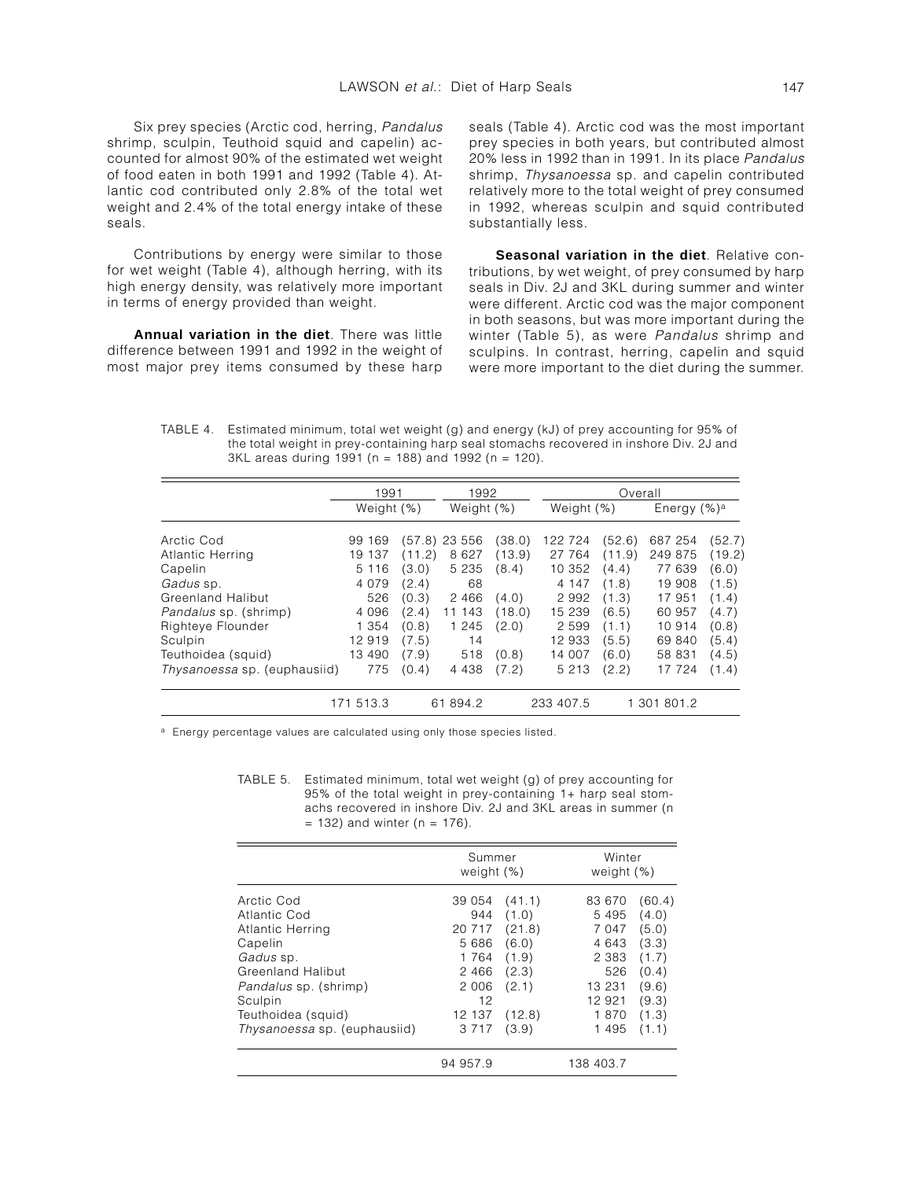Six prey species (Arctic cod, herring, *Pandalus* shrimp, sculpin, Teuthoid squid and capelin) accounted for almost 90% of the estimated wet weight of food eaten in both 1991 and 1992 (Table 4). Atlantic cod contributed only 2.8% of the total wet weight and 2.4% of the total energy intake of these seals.

Contributions by energy were similar to those for wet weight (Table 4), although herring, with its high energy density, was relatively more important in terms of energy provided than weight.

**Annual variation in the diet**. There was little difference between 1991 and 1992 in the weight of most major prey items consumed by these harp seals (Table 4). Arctic cod was the most important prey species in both years, but contributed almost 20% less in 1992 than in 1991. In its place *Pandalus* shrimp, *Thysanoessa* sp. and capelin contributed relatively more to the total weight of prey consumed in 1992, whereas sculpin and squid contributed substantially less.

**Seasonal variation in the diet**. Relative contributions, by wet weight, of prey consumed by harp seals in Div. 2J and 3KL during summer and winter were different. Arctic cod was the major component in both seasons, but was more important during the winter (Table 5), as were *Pandalus* shrimp and sculpins. In contrast, herring, capelin and squid were more important to the diet during the summer.

TABLE 4. Estimated minimum, total wet weight (g) and energy (kJ) of prey accounting for 95% of the total weight in prey-containing harp seal stomachs recovered in inshore Div. 2J and 3KL areas during 1991 (n = 188) and 1992 (n = 120).

| | 1991 | | 1992 | | Overall | | | |
|---|---|---|---|---|---|---|---|---|
| | Weight (%) | | Weight (%) | | Weight (%) | | Energy (%)[a] | |
| Arctic Cod | 99 169 | (57.8) | 23 556 | (38.0) | 122 724 | (52.6) | 687 254 | (52.7) |
| Atlantic Herring | 19 137 | (11.2) | 8 627 | (13.9) | 27 764 | (11.9) | 249 875 | (19.2) |
| Capelin | 5 116 | (3.0) | 5 235 | (8.4) | 10 352 | (4.4) | 77 639 | (6.0) |
| *Gadus* sp. | 4 079 | (2.4) | 68 | | 4 147 | (1.8) | 19 908 | (1.5) |
| Greenland Halibut | 526 | (0.3) | 2 466 | (4.0) | 2 992 | (1.3) | 17 951 | (1.4) |
| *Pandalus* sp. (shrimp) | 4 096 | (2.4) | 11 143 | (18.0) | 15 239 | (6.5) | 60 957 | (4.7) |
| Righteye Flounder | 1 354 | (0.8) | 1 245 | (2.0) | 2 599 | (1.1) | 10 914 | (0.8) |
| Sculpin | 12 919 | (7.5) | 14 | | 12 933 | (5.5) | 69 840 | (5.4) |
| Teuthoidea (squid) | 13 490 | (7.9) | 518 | (0.8) | 14 007 | (6.0) | 58 831 | (4.5) |
| *Thysanoessa* sp. (euphausiid) | 775 | (0.4) | 4 438 | (7.2) | 5 213 | (2.2) | 17 724 | (1.4) |
| | 171 513.3 | | 61 894.2 | | 233 407.5 | | 1 301 801.2 | |

[a] Energy percentage values are calculated using only those species listed.

TABLE 5. Estimated minimum, total wet weight (g) of prey accounting for 95% of the total weight in prey-containing 1+ harp seal stomachs recovered in inshore Div. 2J and 3KL areas in summer (n = 132) and winter (n = 176).

| | Summer weight (%) | | Winter weight (%) | |
|---|---|---|---|---|
| Arctic Cod | 39 054 | (41.1) | 83 670 | (60.4) |
| Atlantic Cod | 944 | (1.0) | 5 495 | (4.0) |
| Atlantic Herring | 20 717 | (21.8) | 7 047 | (5.0) |
| Capelin | 5 686 | (6.0) | 4 643 | (3.3) |
| *Gadus* sp. | 1 764 | (1.9) | 2 383 | (1.7) |
| Greenland Halibut | 2 466 | (2.3) | 526 | (0.4) |
| *Pandalus* sp. (shrimp) | 2 006 | (2.1) | 13 231 | (9.6) |
| Sculpin | 12 | | 12 921 | (9.3) |
| Teuthoidea (squid) | 12 137 | (12.8) | 1 870 | (1.3) |
| *Thysanoessa* sp. (euphausiid) | 3 717 | (3.9) | 1 495 | (1.1) |
| | 94 957.9 | | 138 403.7 | |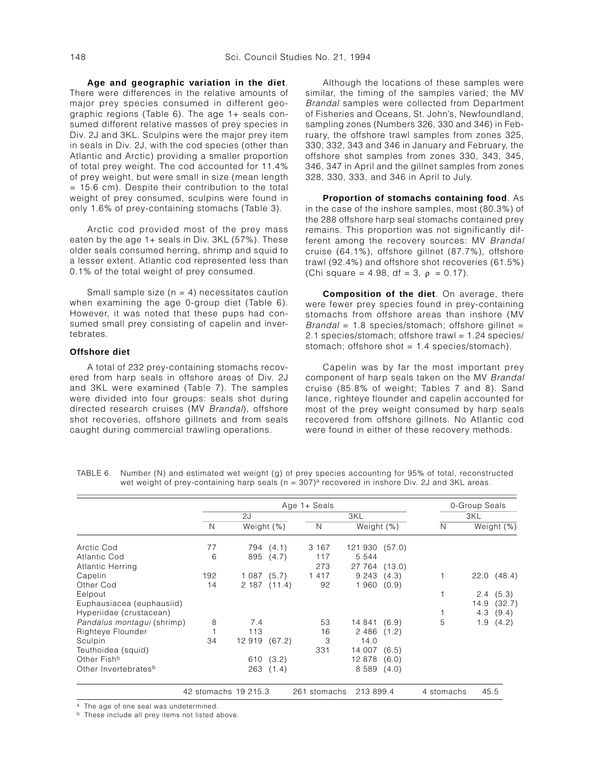**Age and geographic variation in the diet**. There were differences in the relative amounts of major prey species consumed in different geographic regions (Table 6). The age 1+ seals consumed different relative masses of prey species in Div. 2J and 3KL. Sculpins were the major prey item in seals in Div. 2J, with the cod species (other than Atlantic and Arctic) providing a smaller proportion of total prey weight. The cod accounted for 11.4% of prey weight, but were small in size (mean length = 15.6 cm). Despite their contribution to the total weight of prey consumed, sculpins were found in only 1.6% of prey-containing stomachs (Table 3).

Arctic cod provided most of the prey mass eaten by the age 1+ seals in Div. 3KL (57%). These older seals consumed herring, shrimp and squid to a lesser extent. Atlantic cod represented less than 0.1% of the total weight of prey consumed.

Small sample size (n = 4) necessitates caution when examining the age 0-group diet (Table 6). However, it was noted that these pups had consumed small prey consisting of capelin and invertebrates.

### Offshore diet

A total of 232 prey-containing stomachs recovered from harp seals in offshore areas of Div. 2J and 3KL were examined (Table 7). The samples were divided into four groups: seals shot during directed research cruises (MV *Brandal*), offshore shot recoveries, offshore gillnets and from seals caught during commercial trawling operations.

Although the locations of these samples were similar, the timing of the samples varied; the MV *Brandal* samples were collected from Department of Fisheries and Oceans, St. John's, Newfoundland, sampling zones (Numbers 326, 330 and 346) in February, the offshore trawl samples from zones 325, 330, 332, 343 and 346 in January and February, the offshore shot samples from zones 330, 343, 345, 346, 347 in April and the gillnet samples from zones 328, 330, 333, and 346 in April to July.

**Proportion of stomachs containing food**. As in the case of the inshore samples, most (80.3%) of the 288 offshore harp seal stomachs contained prey remains. This proportion was not significantly different among the recovery sources: MV *Brandal* cruise (64.1%), offshore gillnet (87.7%), offshore trawl (92.4%) and offshore shot recoveries (61.5%) (Chi square = 4.98, df = 3, $\rho$ = 0.17).

**Composition of the diet**. On average, there were fewer prey species found in prey-containing stomachs from offshore areas than inshore (MV *Brandal* = 1.8 species/stomach; offshore gillnet = 2.1 species/stomach; offshore trawl = 1.24 species/stomach; offshore shot = 1.4 species/stomach).

Capelin was by far the most important prey component of harp seals taken on the MV *Brandal* cruise (85.8% of weight; Tables 7 and 8). Sand lance, righteye flounder and capelin accounted for most of the prey weight consumed by harp seals recovered from offshore gillnets. No Atlantic cod were found in either of these recovery methods.

TABLE 6. Number (N) and estimated wet weight (g) of prey species accounting for 95% of total, reconstructed wet weight of prey-containing harp seals (n = 307)[a] recovered in inshore Div. 2J and 3KL areas.

| | Age 1+ Seals | | | | 0-Group Seals | |
|---|---|---|---|---|---|---|
| | 2J | | 3KL | | 3KL | |
| | N | Weight (%) | N | Weight (%) | N | Weight (%) |
| Arctic Cod | 77 | 794 (4.1) | 3 167 | 121 930 (57.0) | | |
| Atlantic Cod | 6 | 895 (4.7) | 117 | 5 544 | | |
| Atlantic Herring | | | 273 | 27 764 (13.0) | | |
| Capelin | 192 | 1 087 (5.7) | 1 417 | 9 243 (4.3) | 1 | 22.0 (48.4) |
| Other Cod | 14 | 2 187 (11.4) | 92 | 1 960 (0.9) | | |
| Eelpout | | | | | 1 | 2.4 (5.3) |
| Euphausiacea (euphausiid) | | | | | | 14.9 (32.7) |
| Hyperiidae (crustacean) | | | | | 1 | 4.3 (9.4) |
| *Pandalus montagui* (shrimp) | 8 | 7.4 | 53 | 14 841 (6.9) | 5 | 1.9 (4.2) |
| Righteye Flounder | 1 | 113 | 16 | 2 486 (1.2) | | |
| Sculpin | 34 | 12 919 (67.2) | 3 | 14.0 | | |
| Teuthoidea (squid) | | | 331 | 14 007 (6.5) | | |
| Other Fish[b] | | 610 (3.2) | | 12 878 (6.0) | | |
| Other Invertebrates[b] | | 263 (1.4) | | 8 589 (4.0) | | |
| | 42 stomachs | 19 215.3 | 261 stomachs | 213 899.4 | 4 stomachs | 45.5 |

[a] The age of one seal was undetermined.
[b] These include all prey items not listed above.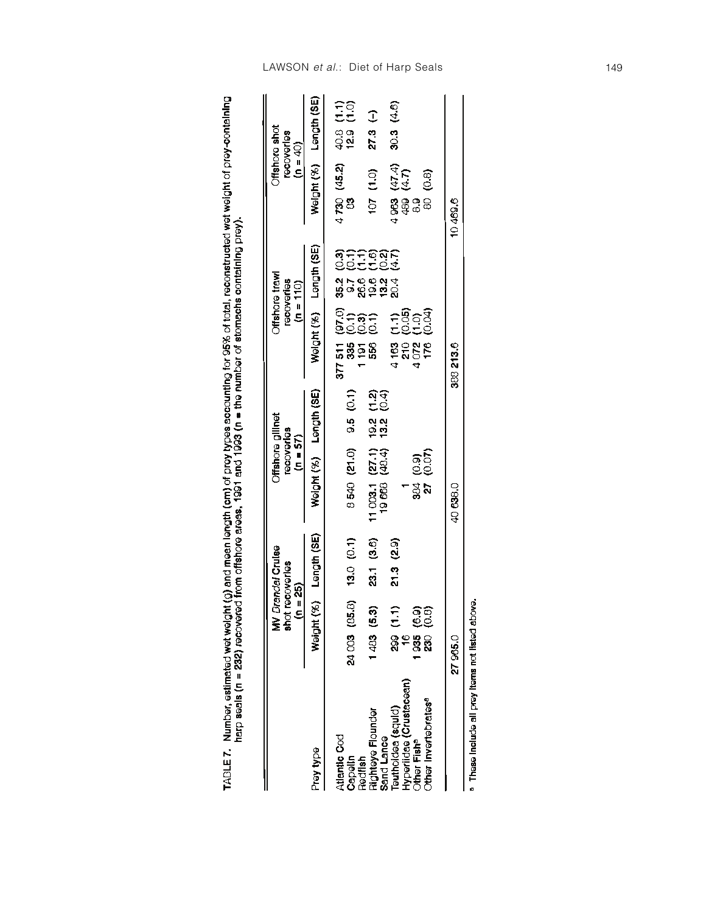**TABLE 7.** Number, estimated wet weight (g) and mean length (cm) of prey types accounting for 95% of total, reconstructed wet weight of prey-containing harp seals (n = 232) recovered from offshore areas, 1991 and 1993 (n = the number of stomachs containing prey).

| Prey type | MV *Brendal* Cruise shot recoveries (n = 25) | | Offshore gillnet recoveries (n = 57) | | Offshore trawl recoveries (n = 110) | | Offshore shot recoveries (n = 40) | |
|---|---|---|---|---|---|---|---|---|
| | Weight (%) | Length (SE) | Weight (%) | Length (SE) | Weight (%) | Length (SE) | Weight (%) | Length (SE) |
| Atlantic Cod | | | | | 377 511 (97.0) | 35.2 (0.3) | 4 730 (45.2) | 40.8 (1.1) |
| Capelin | 24 003 (85.8) | 13.0 (0.1) | 8 540 (21.0) | 9.5 (0.1) | 335 (0.1) | 9.7 (0.1) | 83 | 12.9 (1.0) |
| Redfish | | | | | 1 191 (0.3) | 26.6 (1.1) | | |
| Righteye Flounder | 1 483 (5.3) | 23.1 (3.6) | 11 003.1 (27.1) | 19.2 (1.2) | 556 (0.1) | 19.6 (1.6) | 107 (1.0) | 27.3 (–) |
| Sand Lance | | | 19 668 (48.4) | 13.2 (0.4) | | 13.2 (0.2) | | |
| Teuthoidea (squid) | 299 (1.1) | 21.3 (2.9) | | | 4 163 (1.1) | 20.4 (4.7) | 4 963 (47.4) | 30.3 (4.6) |
| Hyperiidae (Crustacean) | 16 | | 1 | | 210 (0.05) | | 489 (4.7) | |
| Other Fish[a] | 1 935 (6.9) | | 384 (0.9) | | 4 072 (1.0) | | 6.9 | |
| Other Invertebrates[a] | 230 (0.8) | | 27 (0.07) | | 176 (0.04) | | 80 (0.8) | |
| | 27 965.0 | | 40 638.0 | | 388 213.6 | | 10 469.6 | |

[a] These include all prey items not listed above.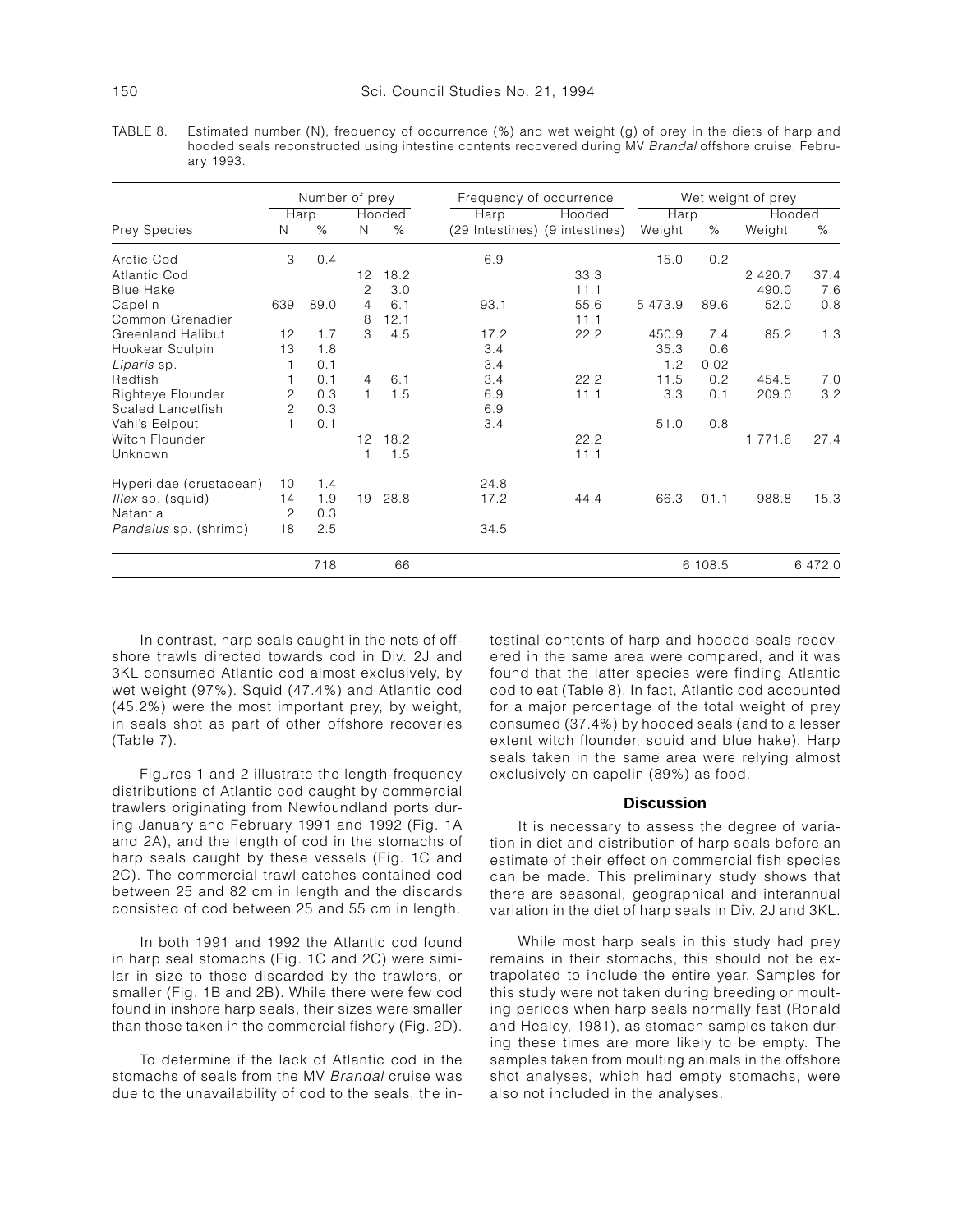TABLE 8. Estimated number (N), frequency of occurrence (%) and wet weight (g) of prey in the diets of harp and hooded seals reconstructed using intestine contents recovered during MV *Brandal* offshore cruise, February 1993.

| | Number of prey | | | | Frequency of occurrence | | Wet weight of prey | | | |
|---|---|---|---|---|---|---|---|---|---|---|
| | Harp | | Hooded | | Harp | Hooded | Harp | | Hooded | |
| Prey Species | N | % | N | % | (29 Intestines) | (9 intestines) | Weight | % | Weight | % |
| Arctic Cod | 3 | 0.4 | | | 6.9 | | 15.0 | 0.2 | | |
| Atlantic Cod | | | 12 | 18.2 | | 33.3 | | | 2 420.7 | 37.4 |
| Blue Hake | | | 2 | 3.0 | | 11.1 | | | 490.0 | 7.6 |
| Capelin | 639 | 89.0 | 4 | 6.1 | 93.1 | 55.6 | 5 473.9 | 89.6 | 52.0 | 0.8 |
| Common Grenadier | | | 8 | 12.1 | | 11.1 | | | | |
| Greenland Halibut | 12 | 1.7 | 3 | 4.5 | 17.2 | 22.2 | 450.9 | 7.4 | 85.2 | 1.3 |
| Hookear Sculpin | 13 | 1.8 | | | 3.4 | | 35.3 | 0.6 | | |
| *Liparis* sp. | 1 | 0.1 | | | 3.4 | | 1.2 | 0.02 | | |
| Redfish | 1 | 0.1 | 4 | 6.1 | 3.4 | 22.2 | 11.5 | 0.2 | 454.5 | 7.0 |
| Righteye Flounder | 2 | 0.3 | 1 | 1.5 | 6.9 | 11.1 | 3.3 | 0.1 | 209.0 | 3.2 |
| Scaled Lancetfish | 2 | 0.3 | | | 6.9 | | | | | |
| Vahl's Eelpout | 1 | 0.1 | | | 3.4 | | 51.0 | 0.8 | | |
| Witch Flounder | | | 12 | 18.2 | | 22.2 | | | 1 771.6 | 27.4 |
| Unknown | | | 1 | 1.5 | | 11.1 | | | | |
| Hyperiidae (crustacean) | 10 | 1.4 | | | 24.8 | | | | | |
| *Illex* sp. (squid) | 14 | 1.9 | 19 | 28.8 | 17.2 | 44.4 | 66.3 | 01.1 | 988.8 | 15.3 |
| Natantia | 2 | 0.3 | | | | | | | | |
| *Pandalus* sp. (shrimp) | 18 | 2.5 | | | 34.5 | | | | | |
| | | 718 | | 66 | | | | 6 108.5 | | 6 472.0 |

In contrast, harp seals caught in the nets of offshore trawls directed towards cod in Div. 2J and 3KL consumed Atlantic cod almost exclusively, by wet weight (97%). Squid (47.4%) and Atlantic cod (45.2%) were the most important prey, by weight, in seals shot as part of other offshore recoveries (Table 7).

Figures 1 and 2 illustrate the length-frequency distributions of Atlantic cod caught by commercial trawlers originating from Newfoundland ports during January and February 1991 and 1992 (Fig. 1A and 2A), and the length of cod in the stomachs of harp seals caught by these vessels (Fig. 1C and 2C). The commercial trawl catches contained cod between 25 and 82 cm in length and the discards consisted of cod between 25 and 55 cm in length.

In both 1991 and 1992 the Atlantic cod found in harp seal stomachs (Fig. 1C and 2C) were similar in size to those discarded by the trawlers, or smaller (Fig. 1B and 2B). While there were few cod found in inshore harp seals, their sizes were smaller than those taken in the commercial fishery (Fig. 2D).

To determine if the lack of Atlantic cod in the stomachs of seals from the MV *Brandal* cruise was due to the unavailability of cod to the seals, the intestinal contents of harp and hooded seals recovered in the same area were compared, and it was found that the latter species were finding Atlantic cod to eat (Table 8). In fact, Atlantic cod accounted for a major percentage of the total weight of prey consumed (37.4%) by hooded seals (and to a lesser extent witch flounder, squid and blue hake). Harp seals taken in the same area were relying almost exclusively on capelin (89%) as food.

## Discussion

It is necessary to assess the degree of variation in diet and distribution of harp seals before an estimate of their effect on commercial fish species can be made. This preliminary study shows that there are seasonal, geographical and interannual variation in the diet of harp seals in Div. 2J and 3KL.

While most harp seals in this study had prey remains in their stomachs, this should not be extrapolated to include the entire year. Samples for this study were not taken during breeding or moulting periods when harp seals normally fast (Ronald and Healey, 1981), as stomach samples taken during these times are more likely to be empty. The samples taken from moulting animals in the offshore shot analyses, which had empty stomachs, were also not included in the analyses.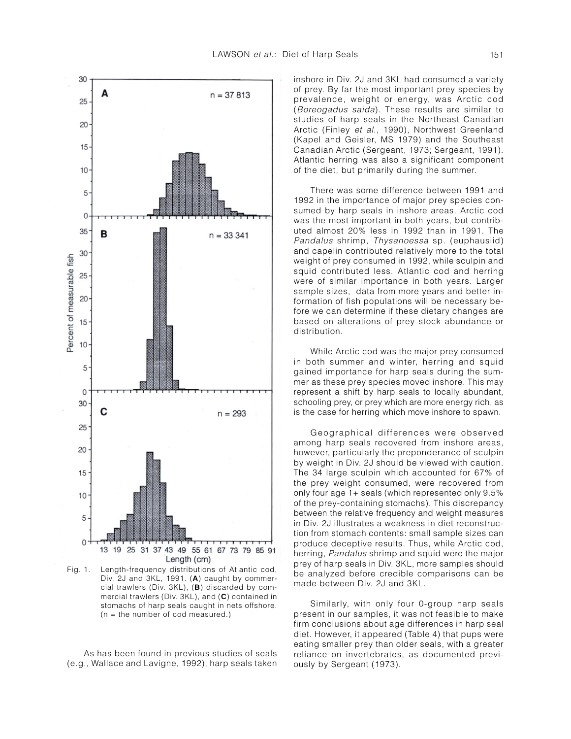Fig. 1. Length-frequency distributions of Atlantic cod, Div. 2J and 3KL, 1991. (**A**) caught by commercial trawlers (Div. 3KL), (**B**) discarded by commercial trawlers (Div. 3KL), and (**C**) contained in stomachs of harp seals caught in nets offshore. (n = the number of cod measured.)

As has been found in previous studies of seals (e.g., Wallace and Lavigne, 1992), harp seals taken inshore in Div. 2J and 3KL had consumed a variety of prey. By far the most important prey species by prevalence, weight or energy, was Arctic cod (*Boreogadus saida*). These results are similar to studies of harp seals in the Northeast Canadian Arctic (Finley *et al.*, 1990), Northwest Greenland (Kapel and Geisler, MS 1979) and the Southeast Canadian Arctic (Sergeant, 1973; Sergeant, 1991). Atlantic herring was also a significant component of the diet, but primarily during the summer.

There was some difference between 1991 and 1992 in the importance of major prey species consumed by harp seals in inshore areas. Arctic cod was the most important in both years, but contributed almost 20% less in 1992 than in 1991. The *Pandalus* shrimp, *Thysanoessa* sp. (euphausiid) and capelin contributed relatively more to the total weight of prey consumed in 1992, while sculpin and squid contributed less. Atlantic cod and herring were of similar importance in both years. Larger sample sizes, data from more years and better information of fish populations will be necessary before we can determine if these dietary changes are based on alterations of prey stock abundance or distribution.

While Arctic cod was the major prey consumed in both summer and winter, herring and squid gained importance for harp seals during the summer as these prey species moved inshore. This may represent a shift by harp seals to locally abundant, schooling prey, or prey which are more energy rich, as is the case for herring which move inshore to spawn.

Geographical differences were observed among harp seals recovered from inshore areas, however, particularly the preponderance of sculpin by weight in Div. 2J should be viewed with caution. The 34 large sculpin which accounted for 67% of the prey weight consumed, were recovered from only four age 1+ seals (which represented only 9.5% of the prey-containing stomachs). This discrepancy between the relative frequency and weight measures in Div. 2J illustrates a weakness in diet reconstruction from stomach contents: small sample sizes can produce deceptive results. Thus, while Arctic cod, herring, *Pandalus* shrimp and squid were the major prey of harp seals in Div. 3KL, more samples should be analyzed before credible comparisons can be made between Div. 2J and 3KL.

Similarly, with only four 0-group harp seals present in our samples, it was not feasible to make firm conclusions about age differences in harp seal diet. However, it appeared (Table 4) that pups were eating smaller prey than older seals, with a greater reliance on invertebrates, as documented previously by Sergeant (1973).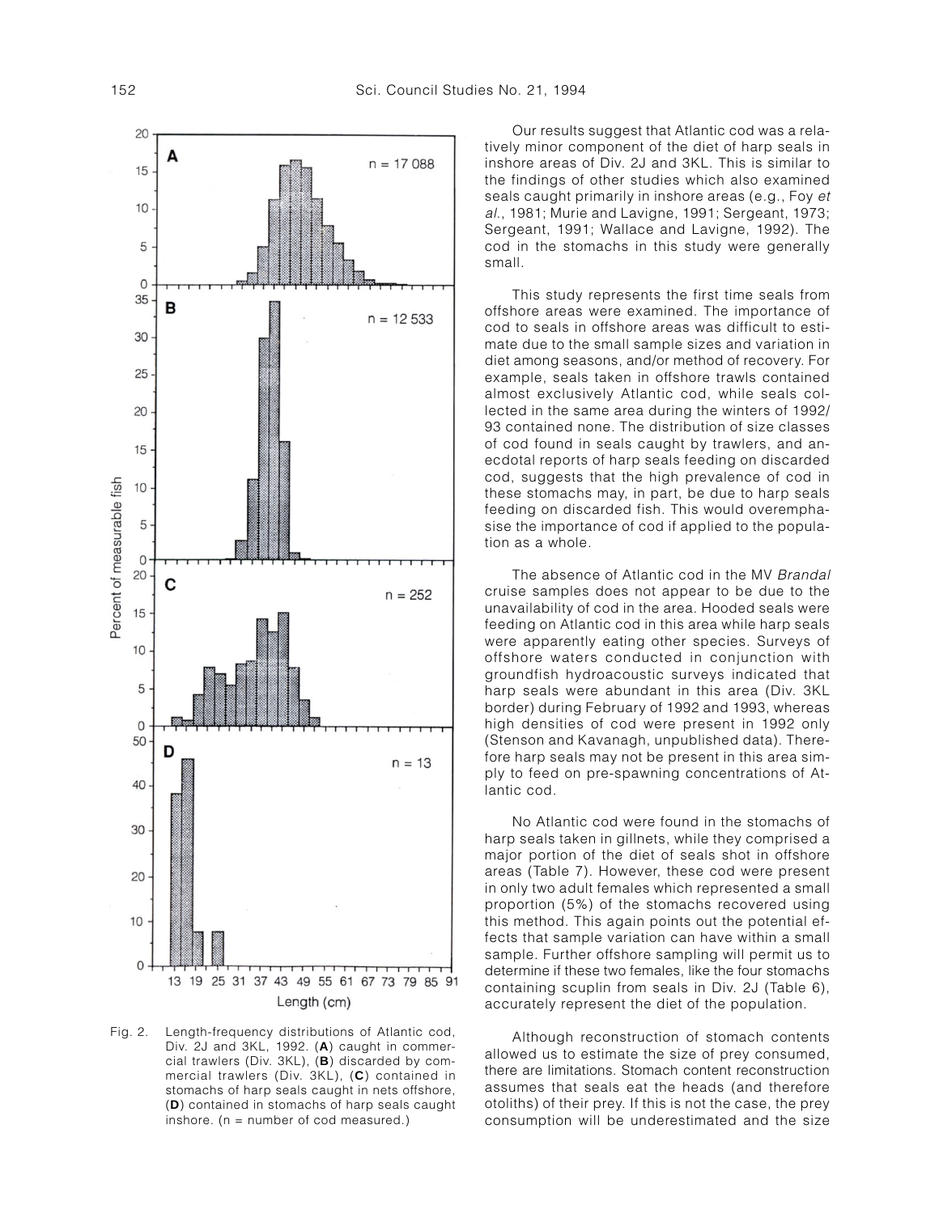Our results suggest that Atlantic cod was a relatively minor component of the diet of harp seals in inshore areas of Div. 2J and 3KL. This is similar to the findings of other studies which also examined seals caught primarily in inshore areas (e.g., Foy *et al.*, 1981; Murie and Lavigne, 1991; Sergeant, 1973; Sergeant, 1991; Wallace and Lavigne, 1992). The cod in the stomachs in this study were generally small.

This study represents the first time seals from offshore areas were examined. The importance of cod to seals in offshore areas was difficult to estimate due to the small sample sizes and variation in diet among seasons, and/or method of recovery. For example, seals taken in offshore trawls contained almost exclusively Atlantic cod, while seals collected in the same area during the winters of 1992/93 contained none. The distribution of size classes of cod found in seals caught by trawlers, and anecdotal reports of harp seals feeding on discarded cod, suggests that the high prevalence of cod in these stomachs may, in part, be due to harp seals feeding on discarded fish. This would overemphasise the importance of cod if applied to the population as a whole.

The absence of Atlantic cod in the MV *Brandal* cruise samples does not appear to be due to the unavailability of cod in the area. Hooded seals were feeding on Atlantic cod in this area while harp seals were apparently eating other species. Surveys of offshore waters conducted in conjunction with groundfish hydroacoustic surveys indicated that harp seals were abundant in this area (Div. 3KL border) during February of 1992 and 1993, whereas high densities of cod were present in 1992 only (Stenson and Kavanagh, unpublished data). Therefore harp seals may not be present in this area simply to feed on pre-spawning concentrations of Atlantic cod.

No Atlantic cod were found in the stomachs of harp seals taken in gillnets, while they comprised a major portion of the diet of seals shot in offshore areas (Table 7). However, these cod were present in only two adult females which represented a small proportion (5%) of the stomachs recovered using this method. This again points out the potential effects that sample variation can have within a small sample. Further offshore sampling will permit us to determine if these two females, like the four stomachs containing sculpin from seals in Div. 2J (Table 6), accurately represent the diet of the population.

Although reconstruction of stomach contents allowed us to estimate the size of prey consumed, there are limitations. Stomach content reconstruction assumes that seals eat the heads (and therefore otoliths) of their prey. If this is not the case, the prey consumption will be underestimated and the size

Fig. 2. Length-frequency distributions of Atlantic cod, Div. 2J and 3KL, 1992. (**A**) caught in commercial trawlers (Div. 3KL), (**B**) discarded by commercial trawlers (Div. 3KL), (**C**) contained in stomachs of harp seals caught in nets offshore, (**D**) contained in stomachs of harp seals caught inshore. (n = number of cod measured.)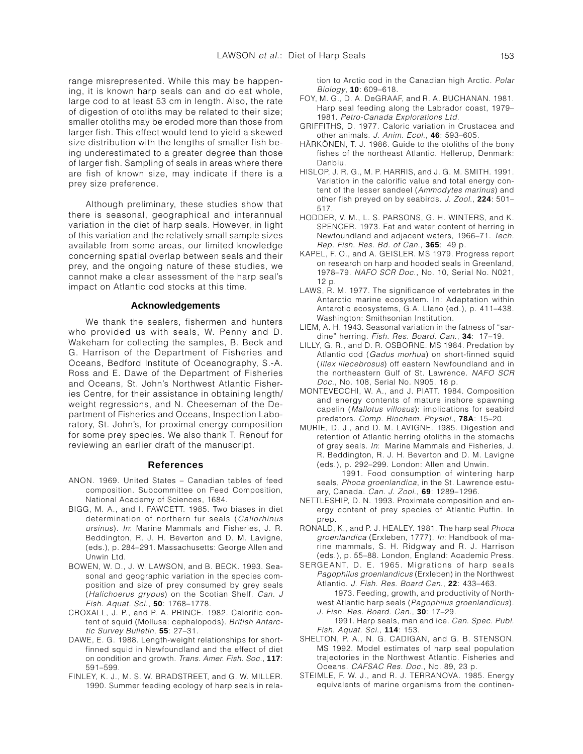range misrepresented. While this may be happening, it is known harp seals can and do eat whole, large cod to at least 53 cm in length. Also, the rate of digestion of otoliths may be related to their size; smaller otoliths may be eroded more than those from larger fish. This effect would tend to yield a skewed size distribution with the lengths of smaller fish being underestimated to a greater degree than those of larger fish. Sampling of seals in areas where there are fish of known size, may indicate if there is a prey size preference.

Although preliminary, these studies show that there is seasonal, geographical and interannual variation in the diet of harp seals. However, in light of this variation and the relatively small sample sizes available from some areas, our limited knowledge concerning spatial overlap between seals and their prey, and the ongoing nature of these studies, we cannot make a clear assessment of the harp seal's impact on Atlantic cod stocks at this time.

## Acknowledgements

We thank the sealers, fishermen and hunters who provided us with seals, W. Penny and D. Wakeham for collecting the samples, B. Beck and G. Harrison of the Department of Fisheries and Oceans, Bedford Institute of Oceanography, S.-A. Ross and E. Dawe of the Department of Fisheries and Oceans, St. John's Northwest Atlantic Fisheries Centre, for their assistance in obtaining length/weight regressions, and N. Cheeseman of the Department of Fisheries and Oceans, Inspection Laboratory, St. John's, for proximal energy composition for some prey species. We also thank T. Renouf for reviewing an earlier draft of the manuscript.

## References

ANON. 1969. United States – Canadian tables of feed composition. Subcommittee on Feed Composition, National Academy of Sciences, 1684.

BIGG, M. A., and I. FAWCETT. 1985. Two biases in diet determination of northern fur seals (*Callorhinus ursinus*). *In*: Marine Mammals and Fisheries, J. R. Beddington, R. J. H. Beverton and D. M. Lavigne, (eds.), p. 284–291. Massachusetts: George Allen and Unwin Ltd.

BOWEN, W. D., J. W. LAWSON, and B. BECK. 1993. Seasonal and geographic variation in the species composition and size of prey consumed by grey seals (*Halichoerus grypus*) on the Scotian Shelf. *Can. J Fish. Aquat. Sci.*, **50**: 1768–1778.

CROXALL, J. P., and P. A. PRINCE. 1982. Calorific content of squid (Mollusa: cephalopods). *British Antarctic Survey Bulletin*, **55**: 27–31.

DAWE, E. G. 1988. Length-weight relationships for short-finned squid in Newfoundland and the effect of diet on condition and growth. *Trans. Amer. Fish. Soc.*, **117**: 591–599.

FINLEY, K. J., M. S. W. BRADSTREET, and G. W. MILLER. 1990. Summer feeding ecology of harp seals in relation to Arctic cod in the Canadian high Arctic. *Polar Biology*, **10**: 609–618.

FOY, M. G., D. A. DeGRAAF, and R. A. BUCHANAN. 1981. Harp seal feeding along the Labrador coast, 1979–1981. *Petro-Canada Explorations Ltd.*

GRIFFITHS, D. 1977. Caloric variation in Crustacea and other animals. *J. Anim. Ecol.*, **46**: 593–605.

HÄRKÖNEN, T. J. 1986. Guide to the otoliths of the bony fishes of the northeast Atlantic. Hellerup, Denmark: Danbiu.

HISLOP, J. R. G., M. P. HARRIS, and J. G. M. SMITH. 1991. Variation in the calorific value and total energy content of the lesser sandeel (*Ammodytes marinus*) and other fish preyed on by seabirds. *J. Zool.*, **224**: 501–517.

HODDER, V. M., L. S. PARSONS, G. H. WINTERS, and K. SPENCER. 1973. Fat and water content of herring in Newfoundland and adjacent waters, 1966–71. *Tech. Rep. Fish. Res. Bd. of Can.*, **365**: 49 p.

KAPEL, F. O., and A. GEISLER. MS 1979. Progress report on research on harp and hooded seals in Greenland, 1978–79. *NAFO SCR Doc.*, No. 10, Serial No. N021, 12 p.

LAWS, R. M. 1977. The significance of vertebrates in the Antarctic marine ecosystem. In: Adaptation within Antarctic ecosystems, G.A. Llano (ed.), p. 411–438. Washington: Smithsonian Institution.

LIEM, A. H. 1943. Seasonal variation in the fatness of "sardine" herring. *Fish. Res. Board. Can.*, **34**: 17–19.

LILLY, G. R., and D. R. OSBORNE. MS 1984. Predation by Atlantic cod (*Gadus morhua*) on short-finned squid (*Illex illecebrosus*) off eastern Newfoundland and in the northeastern Gulf of St. Lawrence. *NAFO SCR Doc.*, No. 108, Serial No. N905, 16 p.

MONTEVECCHI, W. A., and J. PIATT. 1984. Composition and energy contents of mature inshore spawning capelin (*Mallotus villosus*): implications for seabird predators. *Comp. Biochem. Physiol.*, **78A**: 15–20.

MURIE, D. J., and D. M. LAVIGNE. 1985. Digestion and retention of Atlantic herring otoliths in the stomachs of grey seals. *In*: Marine Mammals and Fisheries, J. R. Beddington, R. J. H. Beverton and D. M. Lavigne (eds.), p. 292–299. London: Allen and Unwin.

1991. Food consumption of wintering harp seals, *Phoca groenlandica*, in the St. Lawrence estuary, Canada. *Can. J. Zool.*, **69**: 1289–1296.

NETTLESHIP, D. N. 1993. Proximate composition and energy content of prey species of Atlantic Puffin. In prep.

RONALD, K., and P. J. HEALEY. 1981. The harp seal *Phoca groenlandica* (Erxleben, 1777). *In*: Handbook of marine mammals, S. H. Ridgway and R. J. Harrison (eds.), p. 55–88. London, England: Academic Press.

SERGEANT, D. E. 1965. Migrations of harp seals *Pagophilus groenlandicus* (Erxleben) in the Northwest Atlantic. *J. Fish. Res. Board Can.*, **22**: 433–463.

1973. Feeding, growth, and productivity of Northwest Atlantic harp seals (*Pagophilus groenlandicus*). *J. Fish. Res. Board. Can.*, **30**: 17–29.

1991. Harp seals, man and ice. *Can. Spec. Publ. Fish. Aquat. Sci.*, **114**: 153.

SHELTON, P. A., N. G. CADIGAN, and G. B. STENSON. MS 1992. Model estimates of harp seal population trajectories in the Northwest Atlantic. Fisheries and Oceans. *CAFSAC Res. Doc.*, No. 89, 23 p.

STEIMLE, F. W. J., and R. J. TERRANOVA. 1985. Energy equivalents of marine organisms from the continen-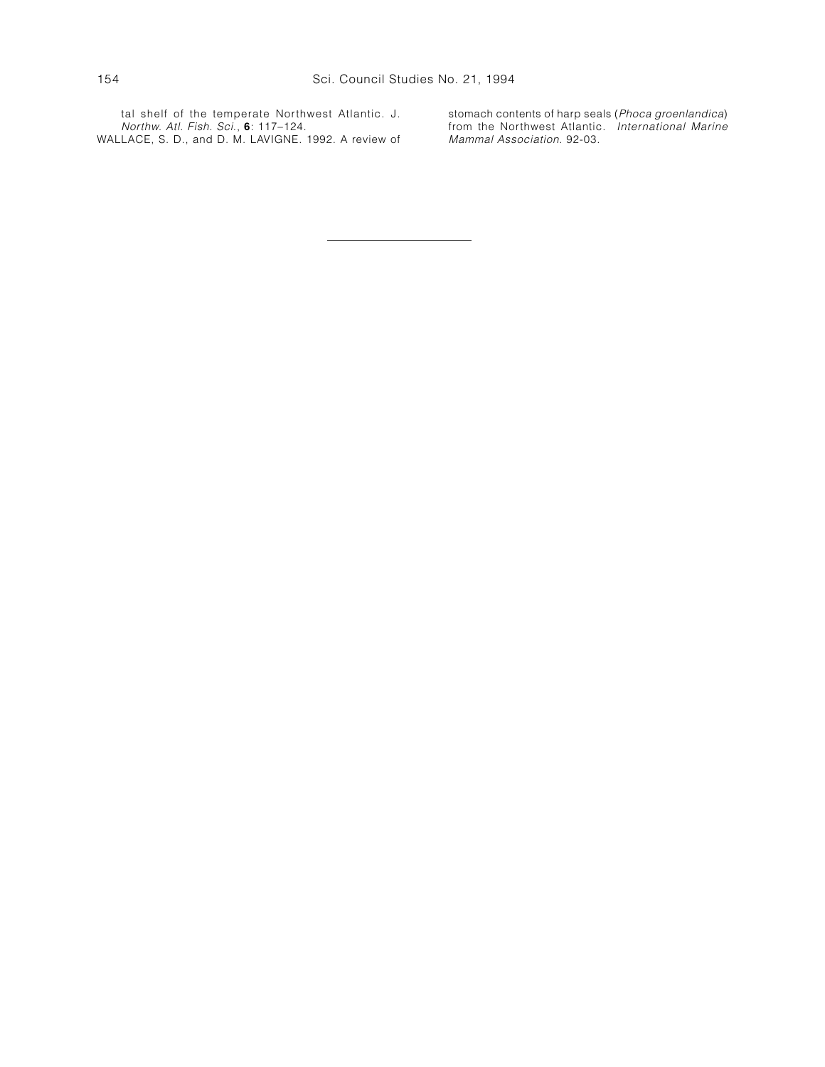tal shelf of the temperate Northwest Atlantic. J. *Northw. Atl. Fish. Sci.*, **6**: 117–124.

WALLACE, S. D., and D. M. LAVIGNE. 1992. A review of stomach contents of harp seals (*Phoca groenlandica*) from the Northwest Atlantic. *International Marine Mammal Association*. 92-03.